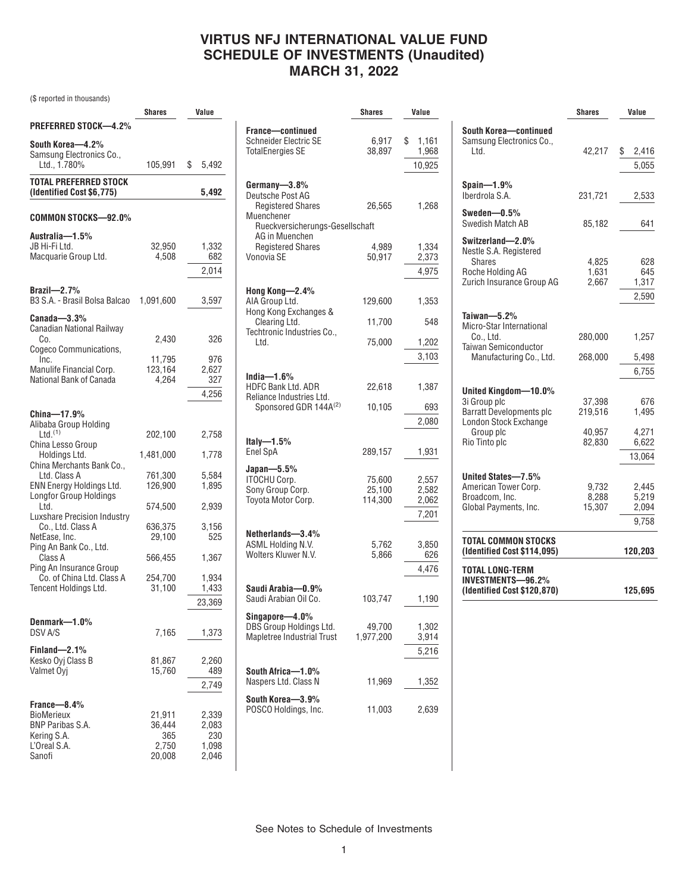# VIRTUS NFJ INTERNATIONAL VALUE FUND
# SCHEDULE OF INVESTMENTS (Unaudited)
# MARCH 31, 2022

($ reported in thousands)

| | Shares | Value |
|---|---|---|
| **PREFERRED STOCK—4.2%** | | |
| **South Korea—4.2%** | | |
| Samsung Electronics Co., Ltd., 1.780% | 105,991 | $ 5,492 |
| **TOTAL PREFERRED STOCK (Identified Cost $6,775)** | | **5,492** |
| **COMMON STOCKS—92.0%** | | |
| **Australia—1.5%** | | |
| JB Hi-Fi Ltd. | 32,950 | 1,332 |
| Macquarie Group Ltd. | 4,508 | 682 |
| | | 2,014 |
| **Brazil—2.7%** | | |
| B3 S.A. - Brasil Bolsa Balcao | 1,091,600 | 3,597 |
| **Canada—3.3%** | | |
| Canadian National Railway Co. | 2,430 | 326 |
| Cogeco Communications, Inc. | 11,795 | 976 |
| Manulife Financial Corp. | 123,164 | 2,627 |
| National Bank of Canada | 4,264 | 327 |
| | | 4,256 |
| **China—17.9%** | | |
| Alibaba Group Holding Ltd.[(1)] | 202,100 | 2,758 |
| China Lesso Group Holdings Ltd. | 1,481,000 | 1,778 |
| China Merchants Bank Co., Ltd. Class A | 761,300 | 5,584 |
| ENN Energy Holdings Ltd. | 126,900 | 1,895 |
| Longfor Group Holdings Ltd. | 574,500 | 2,939 |
| Luxshare Precision Industry Co., Ltd. Class A | 636,375 | 3,156 |
| NetEase, Inc. | 29,100 | 525 |
| Ping An Bank Co., Ltd. Class A | 566,455 | 1,367 |
| Ping An Insurance Group Co. of China Ltd. Class A | 254,700 | 1,934 |
| Tencent Holdings Ltd. | 31,100 | 1,433 |
| | | 23,369 |
| **Denmark—1.0%** | | |
| DSV A/S | 7,165 | 1,373 |
| **Finland—2.1%** | | |
| Kesko Oyj Class B | 81,867 | 2,260 |
| Valmet Oyj | 15,760 | 489 |
| | | 2,749 |
| **France—8.4%** | | |
| BioMerieux | 21,911 | 2,339 |
| BNP Paribas S.A. | 36,444 | 2,083 |
| Kering S.A. | 365 | 230 |
| L'Oreal S.A. | 2,750 | 1,098 |
| Sanofi | 20,008 | 2,046 |
| **France—continued** | | |
| Schneider Electric SE | 6,917 | $ 1,161 |
| TotalEnergies SE | 38,897 | 1,968 |
| | | 10,925 |
| **Germany—3.8%** | | |
| Deutsche Post AG Registered Shares | 26,565 | 1,268 |
| Muenchener Rueckversicherungs-Gesellschaft AG in Muenchen Registered Shares | 4,989 | 1,334 |
| Vonovia SE | 50,917 | 2,373 |
| | | 4,975 |
| **Hong Kong—2.4%** | | |
| AIA Group Ltd. | 129,600 | 1,353 |
| Hong Kong Exchanges & Clearing Ltd. | 11,700 | 548 |
| Techtronic Industries Co., Ltd. | 75,000 | 1,202 |
| | | 3,103 |
| **India—1.6%** | | |
| HDFC Bank Ltd. ADR | 22,618 | 1,387 |
| Reliance Industries Ltd. Sponsored GDR 144A[(2)] | 10,105 | 693 |
| | | 2,080 |
| **Italy—1.5%** | | |
| Enel SpA | 289,157 | 1,931 |
| **Japan—5.5%** | | |
| ITOCHU Corp. | 75,600 | 2,557 |
| Sony Group Corp. | 25,100 | 2,582 |
| Toyota Motor Corp. | 114,300 | 2,062 |
| | | 7,201 |
| **Netherlands—3.4%** | | |
| ASML Holding N.V. | 5,762 | 3,850 |
| Wolters Kluwer N.V. | 5,866 | 626 |
| | | 4,476 |
| **Saudi Arabia—0.9%** | | |
| Saudi Arabian Oil Co. | 103,747 | 1,190 |
| **Singapore—4.0%** | | |
| DBS Group Holdings Ltd. | 49,700 | 1,302 |
| Mapletree Industrial Trust | 1,977,200 | 3,914 |
| | | 5,216 |
| **South Africa—1.0%** | | |
| Naspers Ltd. Class N | 11,969 | 1,352 |
| **South Korea—3.9%** | | |
| POSCO Holdings, Inc. | 11,003 | 2,639 |
| **South Korea—continued** | | |
| Samsung Electronics Co., Ltd. | 42,217 | $ 2,416 |
| | | 5,055 |
| **Spain—1.9%** | | |
| Iberdrola S.A. | 231,721 | 2,533 |
| **Sweden—0.5%** | | |
| Swedish Match AB | 85,182 | 641 |
| **Switzerland—2.0%** | | |
| Nestle S.A. Registered Shares | 4,825 | 628 |
| Roche Holding AG | 1,631 | 645 |
| Zurich Insurance Group AG | 2,667 | 1,317 |
| | | 2,590 |
| **Taiwan—5.2%** | | |
| Micro-Star International Co., Ltd. | 280,000 | 1,257 |
| Taiwan Semiconductor Manufacturing Co., Ltd. | 268,000 | 5,498 |
| | | 6,755 |
| **United Kingdom—10.0%** | | |
| 3i Group plc | 37,398 | 676 |
| Barratt Developments plc | 219,516 | 1,495 |
| London Stock Exchange Group plc | 40,957 | 4,271 |
| Rio Tinto plc | 82,830 | 6,622 |
| | | 13,064 |
| **United States—7.5%** | | |
| American Tower Corp. | 9,732 | 2,445 |
| Broadcom, Inc. | 8,288 | 5,219 |
| Global Payments, Inc. | 15,307 | 2,094 |
| | | 9,758 |
| **TOTAL COMMON STOCKS (Identified Cost $114,095)** | | **120,203** |
| **TOTAL LONG-TERM INVESTMENTS—96.2% (Identified Cost $120,870)** | | **125,695** |

See Notes to Schedule of Investments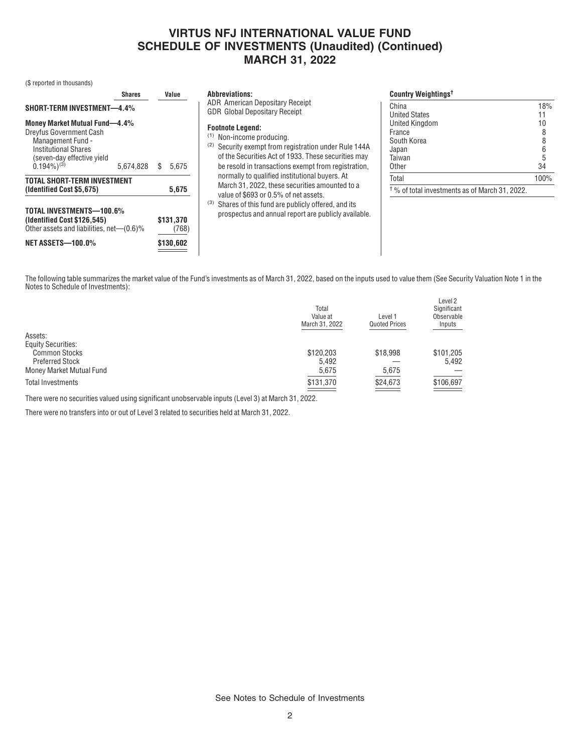# VIRTUS NFJ INTERNATIONAL VALUE FUND
# SCHEDULE OF INVESTMENTS (Unaudited) (Continued)
# MARCH 31, 2022

($ reported in thousands)

| | Shares | Value |
|---|---|---|
| **SHORT-TERM INVESTMENT—4.4%** | | |
| **Money Market Mutual Fund—4.4%** | | |
| Dreyfus Government Cash Management Fund - Institutional Shares (seven-day effective yield 0.194%)[3] | 5,674,828 | $ 5,675 |
| **TOTAL SHORT-TERM INVESTMENT (Identified Cost $5,675)** | | **5,675** |
| **TOTAL INVESTMENTS—100.6% (Identified Cost $126,545)** | | **$131,370** |
| Other assets and liabilities, net—(0.6)% | | (768) |
| **NET ASSETS—100.0%** | | **$130,602** |

**Abbreviations:**

ADR American Depositary Receipt
GDR Global Depositary Receipt

**Footnote Legend:**

[1] Non-income producing.
[2] Security exempt from registration under Rule 144A of the Securities Act of 1933. These securities may be resold in transactions exempt from registration, normally to qualified institutional buyers. At March 31, 2022, these securities amounted to a value of $693 or 0.5% of net assets.
[3] Shares of this fund are publicly offered, and its prospectus and annual report are publicly available.

| **Country Weightings†** | |
|---|---|
| China | 18% |
| United States | 11 |
| United Kingdom | 10 |
| France | 8 |
| South Korea | 8 |
| Japan | 6 |
| Taiwan | 5 |
| Other | 34 |
| Total | 100% |

† % of total investments as of March 31, 2022.

The following table summarizes the market value of the Fund's investments as of March 31, 2022, based on the inputs used to value them (See Security Valuation Note 1 in the Notes to Schedule of Investments):

| | Total Value at March 31, 2022 | Level 1 Quoted Prices | Level 2 Significant Observable Inputs |
|---|---|---|---|
| Assets: | | | |
| Equity Securities: | | | |
| Common Stocks | $120,203 | $18,998 | $101,205 |
| Preferred Stock | 5,492 | — | 5,492 |
| Money Market Mutual Fund | 5,675 | 5,675 | — |
| Total Investments | $131,370 | $24,673 | $106,697 |

There were no securities valued using significant unobservable inputs (Level 3) at March 31, 2022.

There were no transfers into or out of Level 3 related to securities held at March 31, 2022.

See Notes to Schedule of Investments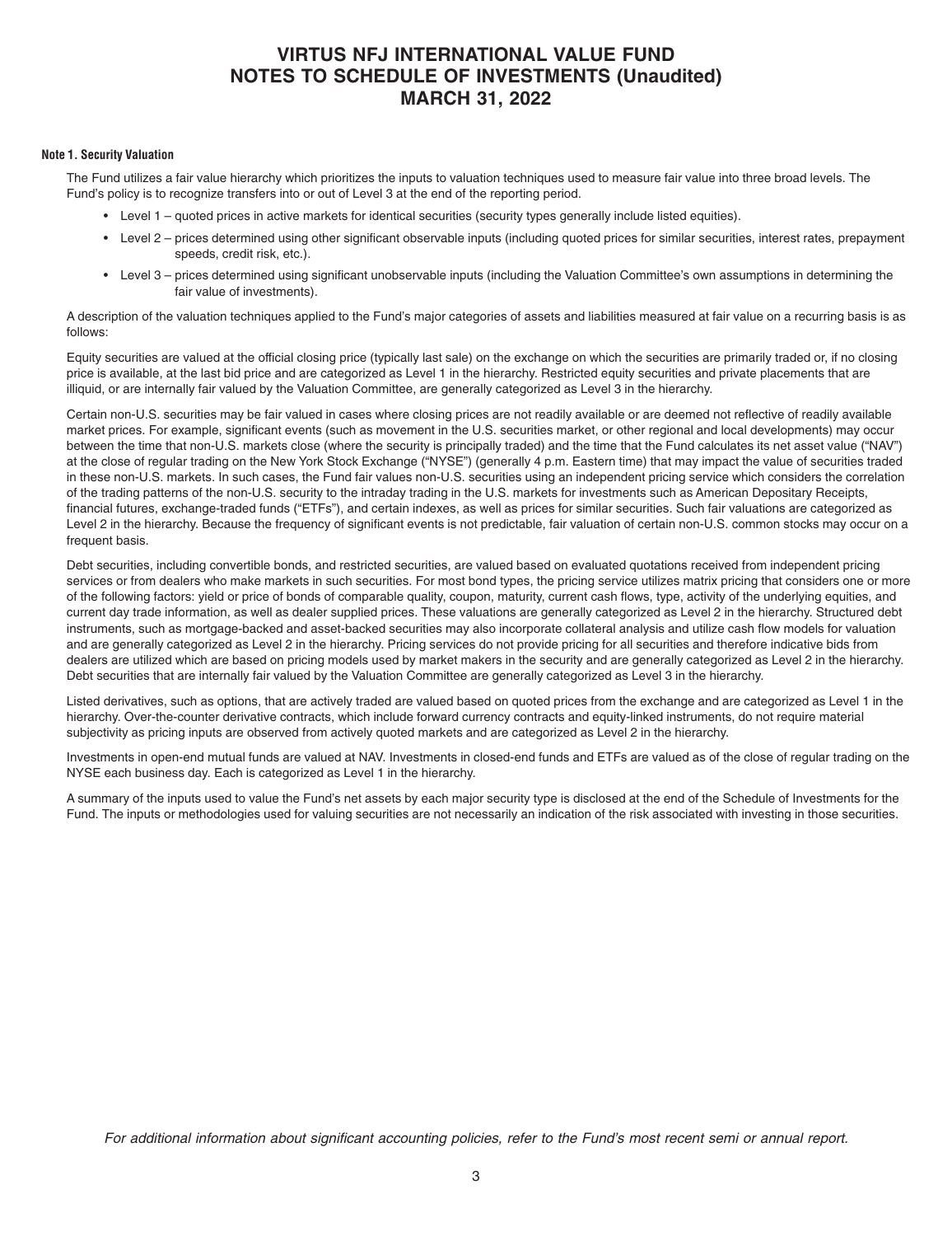# VIRTUS NFJ INTERNATIONAL VALUE FUND
# NOTES TO SCHEDULE OF INVESTMENTS (Unaudited)
# MARCH 31, 2022

**Note 1. Security Valuation**

The Fund utilizes a fair value hierarchy which prioritizes the inputs to valuation techniques used to measure fair value into three broad levels. The Fund's policy is to recognize transfers into or out of Level 3 at the end of the reporting period.

- Level 1 – quoted prices in active markets for identical securities (security types generally include listed equities).
- Level 2 – prices determined using other significant observable inputs (including quoted prices for similar securities, interest rates, prepayment speeds, credit risk, etc.).
- Level 3 – prices determined using significant unobservable inputs (including the Valuation Committee's own assumptions in determining the fair value of investments).

A description of the valuation techniques applied to the Fund's major categories of assets and liabilities measured at fair value on a recurring basis is as follows:

Equity securities are valued at the official closing price (typically last sale) on the exchange on which the securities are primarily traded or, if no closing price is available, at the last bid price and are categorized as Level 1 in the hierarchy. Restricted equity securities and private placements that are illiquid, or are internally fair valued by the Valuation Committee, are generally categorized as Level 3 in the hierarchy.

Certain non-U.S. securities may be fair valued in cases where closing prices are not readily available or are deemed not reflective of readily available market prices. For example, significant events (such as movement in the U.S. securities market, or other regional and local developments) may occur between the time that non-U.S. markets close (where the security is principally traded) and the time that the Fund calculates its net asset value ("NAV") at the close of regular trading on the New York Stock Exchange ("NYSE") (generally 4 p.m. Eastern time) that may impact the value of securities traded in these non-U.S. markets. In such cases, the Fund fair values non-U.S. securities using an independent pricing service which considers the correlation of the trading patterns of the non-U.S. security to the intraday trading in the U.S. markets for investments such as American Depositary Receipts, financial futures, exchange-traded funds ("ETFs"), and certain indexes, as well as prices for similar securities. Such fair valuations are categorized as Level 2 in the hierarchy. Because the frequency of significant events is not predictable, fair valuation of certain non-U.S. common stocks may occur on a frequent basis.

Debt securities, including convertible bonds, and restricted securities, are valued based on evaluated quotations received from independent pricing services or from dealers who make markets in such securities. For most bond types, the pricing service utilizes matrix pricing that considers one or more of the following factors: yield or price of bonds of comparable quality, coupon, maturity, current cash flows, type, activity of the underlying equities, and current day trade information, as well as dealer supplied prices. These valuations are generally categorized as Level 2 in the hierarchy. Structured debt instruments, such as mortgage-backed and asset-backed securities may also incorporate collateral analysis and utilize cash flow models for valuation and are generally categorized as Level 2 in the hierarchy. Pricing services do not provide pricing for all securities and therefore indicative bids from dealers are utilized which are based on pricing models used by market makers in the security and are generally categorized as Level 2 in the hierarchy. Debt securities that are internally fair valued by the Valuation Committee are generally categorized as Level 3 in the hierarchy.

Listed derivatives, such as options, that are actively traded are valued based on quoted prices from the exchange and are categorized as Level 1 in the hierarchy. Over-the-counter derivative contracts, which include forward currency contracts and equity-linked instruments, do not require material subjectivity as pricing inputs are observed from actively quoted markets and are categorized as Level 2 in the hierarchy.

Investments in open-end mutual funds are valued at NAV. Investments in closed-end funds and ETFs are valued as of the close of regular trading on the NYSE each business day. Each is categorized as Level 1 in the hierarchy.

A summary of the inputs used to value the Fund's net assets by each major security type is disclosed at the end of the Schedule of Investments for the Fund. The inputs or methodologies used for valuing securities are not necessarily an indication of the risk associated with investing in those securities.

*For additional information about significant accounting policies, refer to the Fund's most recent semi or annual report.*